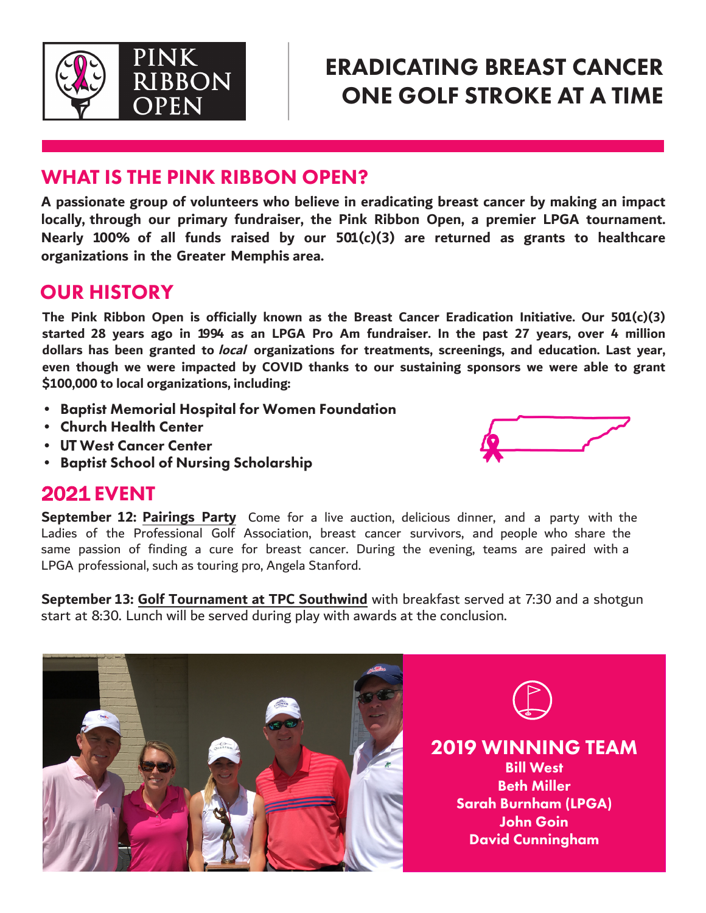PINK RIBBON OPEN

# ERADICATING BREAST CANCER ONE GOLF STROKE AT A TIME

## WHAT IS THE PINK RIBBON OPEN?

**A passionate group of volunteers who believe in eradicating breast cancer by making an impact locally, through our primary fundraiser, the Pink Ribbon Open, a premier LPGA tournament. Nearly 100% of all funds raised by our 501(c)(3) are returned as grants to healthcare organizations in the Greater Memphis area.**

## OUR HISTORY

**The Pink Ribbon Open is officially known as the Breast Cancer Eradication Initiative. Our 501(c)(3) started 28 years ago in 1994 as an LPGA Pro Am fundraiser. In the past 27 years, over 4 million dollars has been granted to *local* organizations for treatments, screenings, and education. Last year, even though we were impacted by COVID thanks to our sustaining sponsors we were able to grant $100,000 to local organizations, including:**

- **Baptist Memorial Hospital for Women Foundation**
- **Church Health Center**
- **UT West Cancer Center**
- **Baptist School of Nursing Scholarship**

## 2021 EVENT

**September 12: Pairings Party** Come for a live auction, delicious dinner, and a party with the Ladies of the Professional Golf Association, breast cancer survivors, and people who share the same passion of finding a cure for breast cancer. During the evening, teams are paired with a LPGA professional, such as touring pro, Angela Stanford.

**September 13: Golf Tournament at TPC Southwind** with breakfast served at 7:30 and a shotgun start at 8:30. Lunch will be served during play with awards at the conclusion.

## 2019 WINNING TEAM

**Bill West**
**Beth Miller**
**Sarah Burnham (LPGA)**
**John Goin**
**David Cunningham**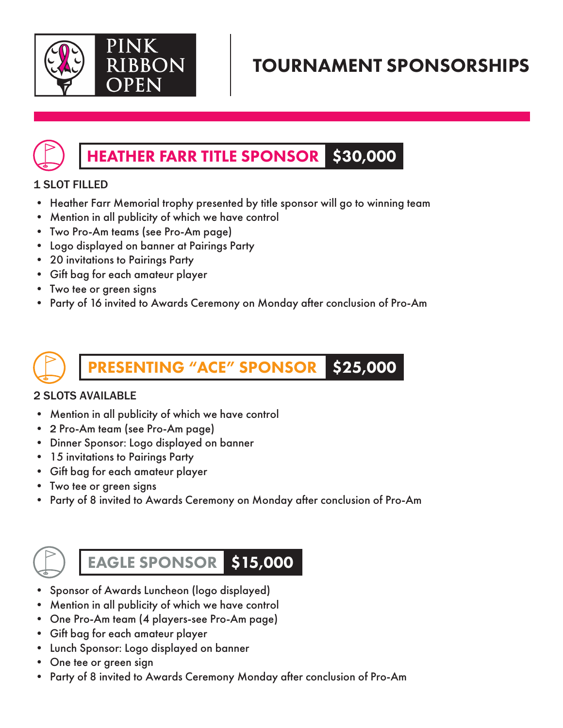PINK RIBBON OPEN

# TOURNAMENT SPONSORSHIPS

## HEATHER FARR TITLE SPONSOR $30,000

**1 SLOT FILLED**

- Heather Farr Memorial trophy presented by title sponsor will go to winning team
- Mention in all publicity of which we have control
- Two Pro-Am teams (see Pro-Am page)
- Logo displayed on banner at Pairings Party
- 20 invitations to Pairings Party
- Gift bag for each amateur player
- Two tee or green signs
- Party of 16 invited to Awards Ceremony on Monday after conclusion of Pro-Am

## PRESENTING "ACE" SPONSOR $25,000

**2 SLOTS AVAILABLE**

- Mention in all publicity of which we have control
- 2 Pro-Am team (see Pro-Am page)
- Dinner Sponsor: Logo displayed on banner
- 15 invitations to Pairings Party
- Gift bag for each amateur player
- Two tee or green signs
- Party of 8 invited to Awards Ceremony on Monday after conclusion of Pro-Am

## EAGLE SPONSOR $15,000

- Sponsor of Awards Luncheon (logo displayed)
- Mention in all publicity of which we have control
- One Pro-Am team (4 players-see Pro-Am page)
- Gift bag for each amateur player
- Lunch Sponsor: Logo displayed on banner
- One tee or green sign
- Party of 8 invited to Awards Ceremony Monday after conclusion of Pro-Am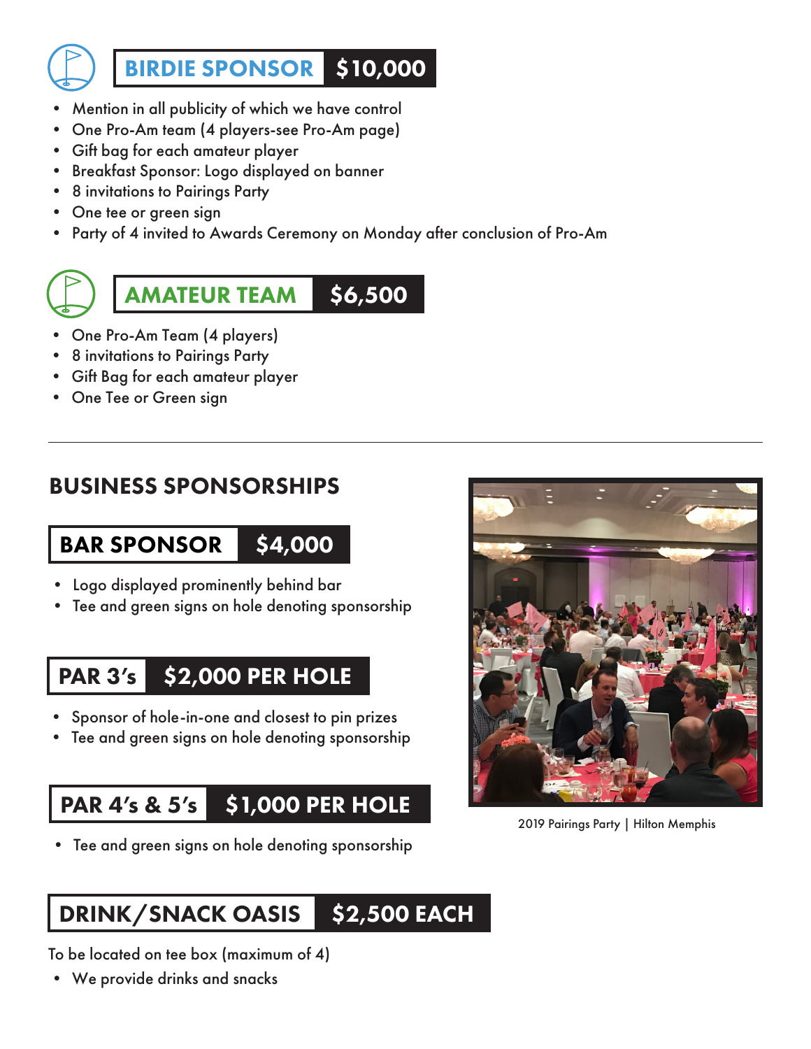## BIRDIE SPONSOR $10,000

- Mention in all publicity of which we have control
- One Pro-Am team (4 players-see Pro-Am page)
- Gift bag for each amateur player
- Breakfast Sponsor: Logo displayed on banner
- 8 invitations to Pairings Party
- One tee or green sign
- Party of 4 invited to Awards Ceremony on Monday after conclusion of Pro-Am

## AMATEUR TEAM $6,500

- One Pro-Am Team (4 players)
- 8 invitations to Pairings Party
- Gift Bag for each amateur player
- One Tee or Green sign

---

## BUSINESS SPONSORSHIPS

### BAR SPONSOR $4,000

- Logo displayed prominently behind bar
- Tee and green signs on hole denoting sponsorship

### PAR 3's $2,000 PER HOLE

- Sponsor of hole-in-one and closest to pin prizes
- Tee and green signs on hole denoting sponsorship

### PAR 4's & 5's $1,000 PER HOLE

- Tee and green signs on hole denoting sponsorship

### DRINK/SNACK OASIS $2,500 EACH

To be located on tee box (maximum of 4)

- We provide drinks and snacks

2019 Pairings Party | Hilton Memphis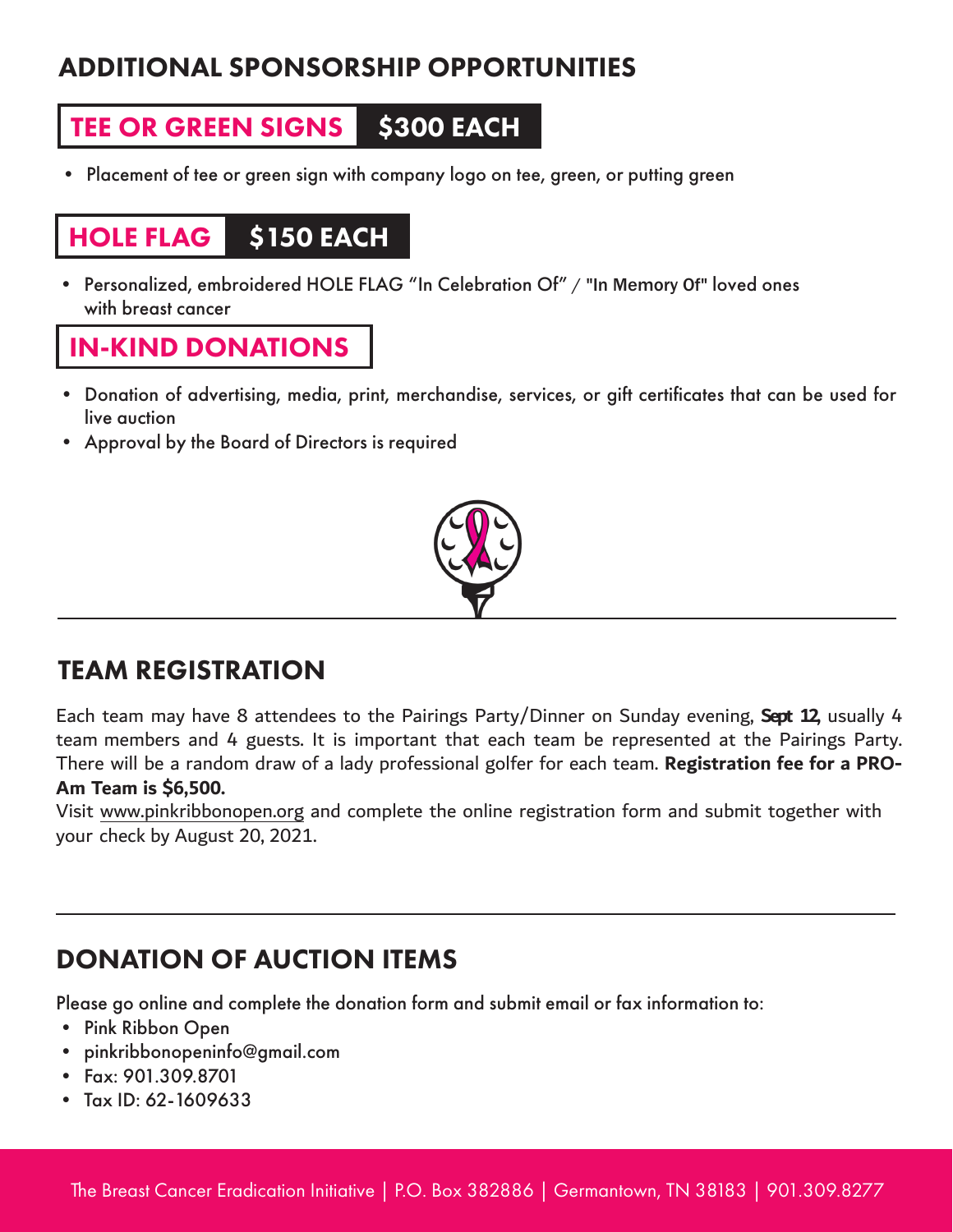## ADDITIONAL SPONSORSHIP OPPORTUNITIES

### TEE OR GREEN SIGNS $300 EACH

- Placement of tee or green sign with company logo on tee, green, or putting green

### HOLE FLAG $150 EACH

- Personalized, embroidered HOLE FLAG “In Celebration Of” / "In Memory Of" loved ones with breast cancer

### IN-KIND DONATIONS

- Donation of advertising, media, print, merchandise, services, or gift certificates that can be used for live auction
- Approval by the Board of Directors is required

## TEAM REGISTRATION

Each team may have 8 attendees to the Pairings Party/Dinner on Sunday evening, **Sept 12,** usually 4 team members and 4 guests. It is important that each team be represented at the Pairings Party. There will be a random draw of a lady professional golfer for each team. **Registration fee for a PRO-Am Team is $6,500.**

Visit www.pinkribbonopen.org and complete the online registration form and submit together with your check by August 20, 2021.

## DONATION OF AUCTION ITEMS

Please go online and complete the donation form and submit email or fax information to:

- Pink Ribbon Open
- pinkribbonopeninfo@gmail.com
- Fax: 901.309.8701
- Tax ID: 62-1609633

The Breast Cancer Eradication Initiative | P.O. Box 382886 | Germantown, TN 38183 | 901.309.8277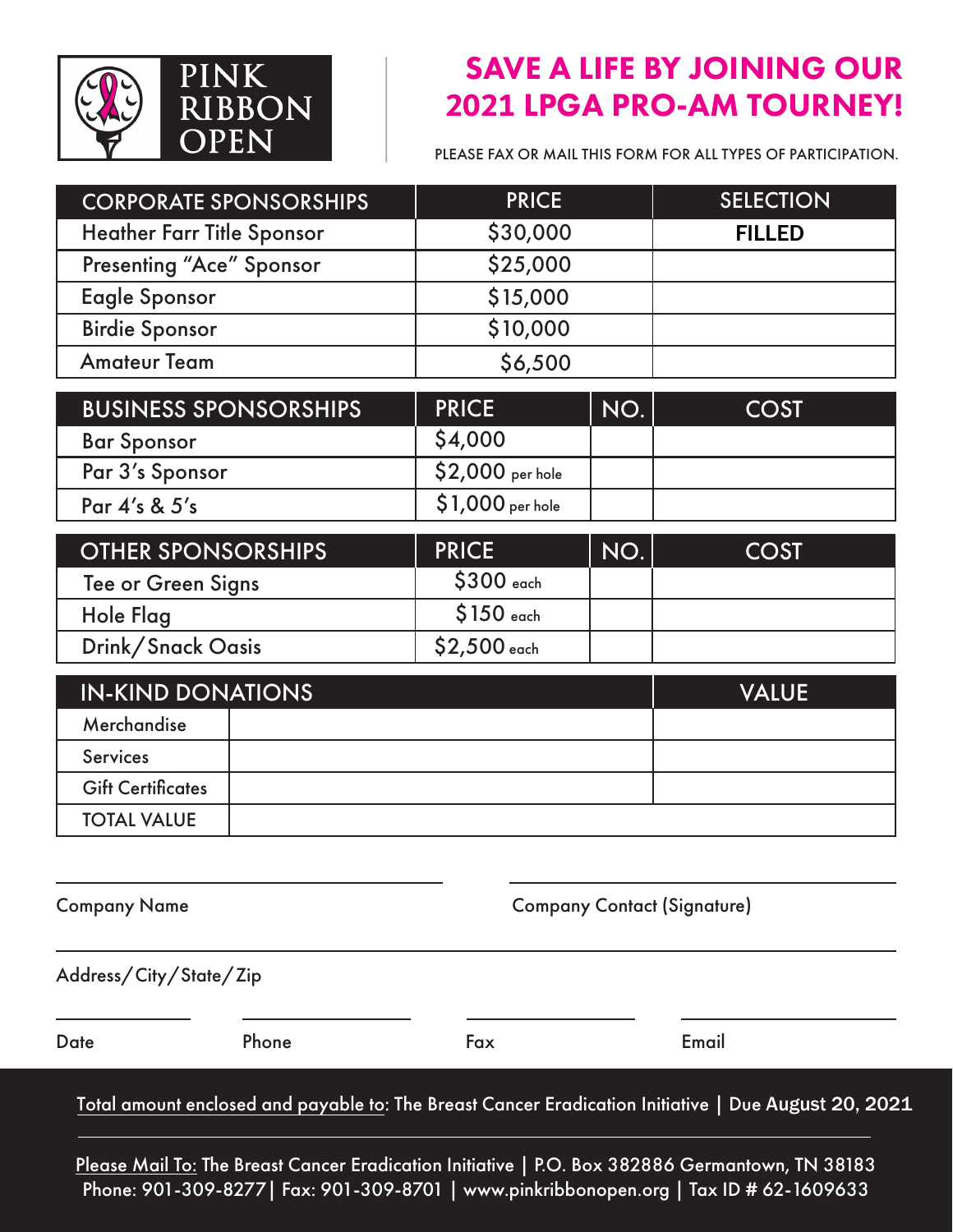PINK RIBBON OPEN

# SAVE A LIFE BY JOINING OUR 2021 LPGA PRO-AM TOURNEY!

PLEASE FAX OR MAIL THIS FORM FOR ALL TYPES OF PARTICIPATION.

| CORPORATE SPONSORSHIPS | PRICE | SELECTION |
|---|---|---|
| Heather Farr Title Sponsor | $30,000 | **FILLED** |
| Presenting "Ace" Sponsor | $25,000 | |
| Eagle Sponsor | $15,000 | |
| Birdie Sponsor | $10,000 | |
| Amateur Team | $6,500 | |

| BUSINESS SPONSORSHIPS | PRICE | NO. | COST |
|---|---|---|---|
| Bar Sponsor | $4,000 | | |
| Par 3's Sponsor | $2,000 per hole | | |
| Par 4's & 5's | $1,000 per hole | | |

| OTHER SPONSORSHIPS | PRICE | NO. | COST |
|---|---|---|---|
| Tee or Green Signs | $300 each | | |
| Hole Flag | $150 each | | |
| Drink/Snack Oasis | $2,500 each | | |

| IN-KIND DONATIONS | | VALUE |
|---|---|---|
| Merchandise | | |
| Services | | |
| Gift Certificates | | |
| TOTAL VALUE | | |

Company Name

Company Contact (Signature)

Address/City/State/Zip

Date

Phone

Fax

Email

Total amount enclosed and payable to: The Breast Cancer Eradication Initiative | Due August 20, 2021

Please Mail To: The Breast Cancer Eradication Initiative | P.O. Box 382886 Germantown, TN 38183
Phone: 901-309-8277| Fax: 901-309-8701 | www.pinkribbonopen.org | Tax ID # 62-1609633